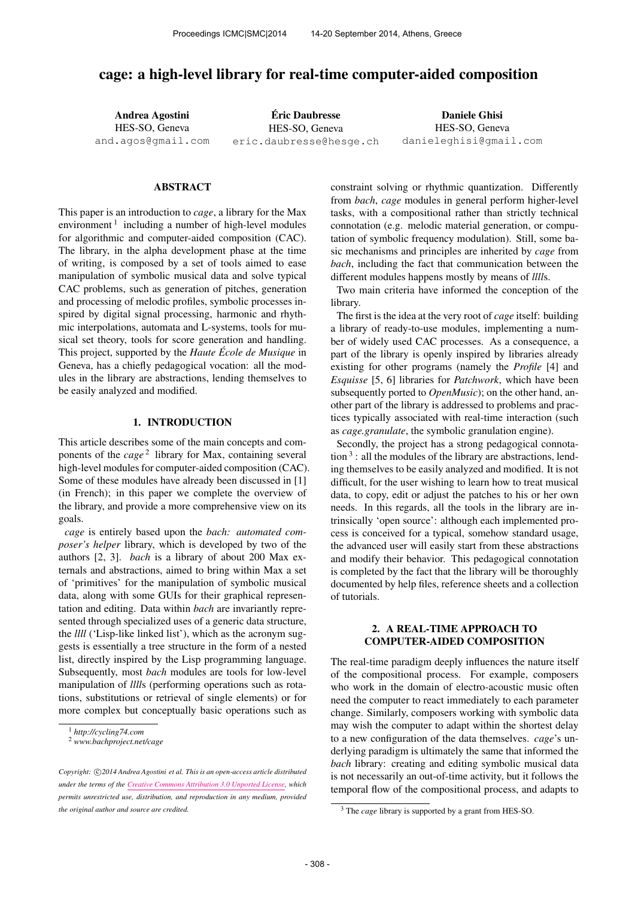# cage: a high-level library for real-time computer-aided composition

**Andrea Agostini**
HES-SO, Geneva
and.agos@gmail.com

**Éric Daubresse**
HES-SO, Geneva
eric.daubresse@hesge.ch

**Daniele Ghisi**
HES-SO, Geneva
danieleghisi@gmail.com

## ABSTRACT

This paper is an introduction to *cage*, a library for the Max environment [1] including a number of high-level modules for algorithmic and computer-aided composition (CAC). The library, in the alpha development phase at the time of writing, is composed by a set of tools aimed to ease manipulation of symbolic musical data and solve typical CAC problems, such as generation of pitches, generation and processing of melodic profiles, symbolic processes inspired by digital signal processing, harmonic and rhythmic interpolations, automata and L-systems, tools for musical set theory, tools for score generation and handling. This project, supported by the *Haute École de Musique* in Geneva, has a chiefly pedagogical vocation: all the modules in the library are abstractions, lending themselves to be easily analyzed and modified.

## 1. INTRODUCTION

This article describes some of the main concepts and components of the *cage* [2] library for Max, containing several high-level modules for computer-aided composition (CAC). Some of these modules have already been discussed in [1] (in French); in this paper we complete the overview of the library, and provide a more comprehensive view on its goals.

*cage* is entirely based upon the *bach: automated composer's helper* library, which is developed by two of the authors [2, 3]. *bach* is a library of about 200 Max externals and abstractions, aimed to bring within Max a set of 'primitives' for the manipulation of symbolic musical data, along with some GUIs for their graphical representation and editing. Data within *bach* are invariantly represented through specialized uses of a generic data structure, the *llll* ('Lisp-like linked list'), which as the acronym suggests is essentially a tree structure in the form of a nested list, directly inspired by the Lisp programming language. Subsequently, most *bach* modules are tools for low-level manipulation of *llll*s (performing operations such as rotations, substitutions or retrieval of single elements) or for more complex but conceptually basic operations such as constraint solving or rhythmic quantization. Differently from *bach*, *cage* modules in general perform higher-level tasks, with a compositional rather than strictly technical connotation (e.g. melodic material generation, or computation of symbolic frequency modulation). Still, some basic mechanisms and principles are inherited by *cage* from *bach*, including the fact that communication between the different modules happens mostly by means of *llll*s.

Two main criteria have informed the conception of the library.

The first is the idea at the very root of *cage* itself: building a library of ready-to-use modules, implementing a number of widely used CAC processes. As a consequence, a part of the library is openly inspired by libraries already existing for other programs (namely the *Profile* [4] and *Esquisse* [5, 6] libraries for *Patchwork*, which have been subsequently ported to *OpenMusic*); on the other hand, another part of the library is addressed to problems and practices typically associated with real-time interaction (such as *cage.granulate*, the symbolic granulation engine).

Secondly, the project has a strong pedagogical connotation [3]: all the modules of the library are abstractions, lending themselves to be easily analyzed and modified. It is not difficult, for the user wishing to learn how to treat musical data, to copy, edit or adjust the patches to his or her own needs. In this regards, all the tools in the library are intrinsically 'open source': although each implemented process is conceived for a typical, somehow standard usage, the advanced user will easily start from these abstractions and modify their behavior. This pedagogical connotation is completed by the fact that the library will be thoroughly documented by help files, reference sheets and a collection of tutorials.

## 2. A REAL-TIME APPROACH TO COMPUTER-AIDED COMPOSITION

The real-time paradigm deeply influences the nature itself of the compositional process. For example, composers who work in the domain of electro-acoustic music often need the computer to react immediately to each parameter change. Similarly, composers working with symbolic data may wish the computer to adapt within the shortest delay to a new configuration of the data themselves. *cage*'s underlying paradigm is ultimately the same that informed the *bach* library: creating and editing symbolic musical data is not necessarily an out-of-time activity, but it follows the temporal flow of the compositional process, and adapts to

[1] *http://cycling74.com*
[2] *www.bachproject.net/cage*
[3] The *cage* library is supported by a grant from HES-SO.

*Copyright: ©2014 Andrea Agostini et al. This is an open-access article distributed under the terms of the Creative Commons Attribution 3.0 Unported License, which permits unrestricted use, distribution, and reproduction in any medium, provided the original author and source are credited.*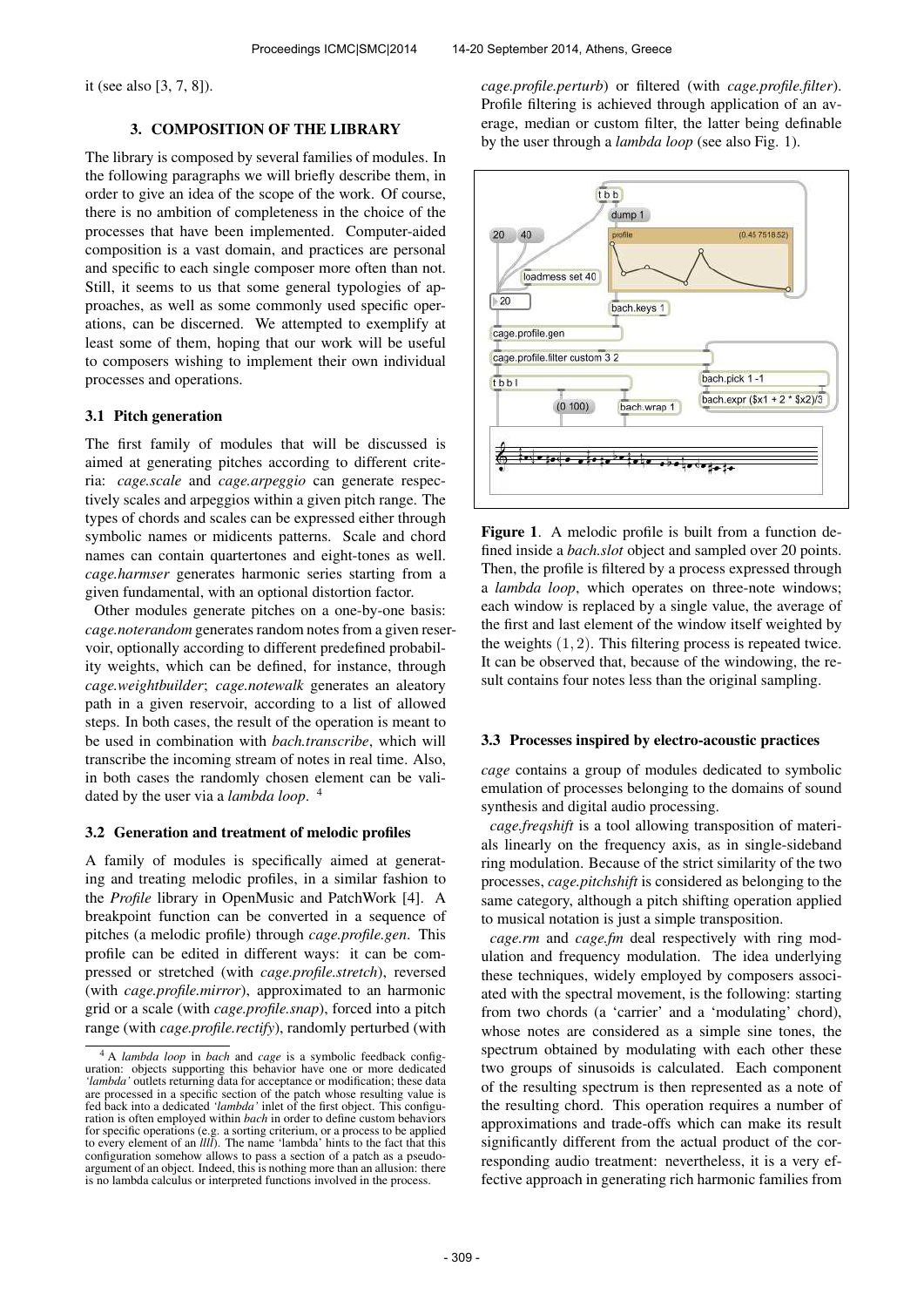it (see also [3, 7, 8]).

## 3. COMPOSITION OF THE LIBRARY

The library is composed by several families of modules. In the following paragraphs we will briefly describe them, in order to give an idea of the scope of the work. Of course, there is no ambition of completeness in the choice of the processes that have been implemented. Computer-aided composition is a vast domain, and practices are personal and specific to each single composer more often than not. Still, it seems to us that some general typologies of approaches, as well as some commonly used specific operations, can be discerned. We attempted to exemplify at least some of them, hoping that our work will be useful to composers wishing to implement their own individual processes and operations.

### 3.1 Pitch generation

The first family of modules that will be discussed is aimed at generating pitches according to different criteria: *cage.scale* and *cage.arpeggio* can generate respectively scales and arpeggios within a given pitch range. The types of chords and scales can be expressed either through symbolic names or midicents patterns. Scale and chord names can contain quartertones and eight-tones as well. *cage.harmser* generates harmonic series starting from a given fundamental, with an optional distortion factor.

Other modules generate pitches on a one-by-one basis: *cage.noterandom* generates random notes from a given reservoir, optionally according to different predefined probability weights, which can be defined, for instance, through *cage.weightbuilder*; *cage.notewalk* generates an aleatory path in a given reservoir, according to a list of allowed steps. In both cases, the result of the operation is meant to be used in combination with *bach.transcribe*, which will transcribe the incoming stream of notes in real time. Also, in both cases the randomly chosen element can be validated by the user via a *lambda loop*. [4]

### 3.2 Generation and treatment of melodic profiles

A family of modules is specifically aimed at generating and treating melodic profiles, in a similar fashion to the *Profile* library in OpenMusic and PatchWork [4]. A breakpoint function can be converted in a sequence of pitches (a melodic profile) through *cage.profile.gen*. This profile can be edited in different ways: it can be compressed or stretched (with *cage.profile.stretch*), reversed (with *cage.profile.mirror*), approximated to an harmonic grid or a scale (with *cage.profile.snap*), forced into a pitch range (with *cage.profile.rectify*), randomly perturbed (with *cage.profile.perturb*) or filtered (with *cage.profile.filter*). Profile filtering is achieved through application of an average, median or custom filter, the latter being definable by the user through a *lambda loop* (see also Fig. 1).

**Figure 1**. A melodic profile is built from a function defined inside a *bach.slot* object and sampled over 20 points. Then, the profile is filtered by a process expressed through a *lambda loop*, which operates on three-note windows; each window is replaced by a single value, the average of the first and last element of the window itself weighted by the weights $(1, 2)$. This filtering process is repeated twice. It can be observed that, because of the windowing, the result contains four notes less than the original sampling.

### 3.3 Processes inspired by electro-acoustic practices

*cage* contains a group of modules dedicated to symbolic emulation of processes belonging to the domains of sound synthesis and digital audio processing.

*cage.freqshift* is a tool allowing transposition of materials linearly on the frequency axis, as in single-sideband ring modulation. Because of the strict similarity of the two processes, *cage.pitchshift* is considered as belonging to the same category, although a pitch shifting operation applied to musical notation is just a simple transposition.

*cage.rm* and *cage.fm* deal respectively with ring modulation and frequency modulation. The idea underlying these techniques, widely employed by composers associated with the spectral movement, is the following: starting from two chords (a 'carrier' and a 'modulating' chord), whose notes are considered as a simple sine tones, the spectrum obtained by modulating with each other these two groups of sinusoids is calculated. Each component of the resulting spectrum is then represented as a note of the resulting chord. This operation requires a number of approximations and trade-offs which can make its result significantly different from the actual product of the corresponding audio treatment: nevertheless, it is a very effective approach in generating rich harmonic families from

[4] A *lambda loop* in *bach* and *cage* is a symbolic feedback configuration: objects supporting this behavior have one or more dedicated *'lambda'* outlets returning data for acceptance or modification; these data are processed in a specific section of the patch whose resulting value is fed back into a dedicated *'lambda'* inlet of the first object. This configuration is often employed within *bach* in order to define custom behaviors for specific operations (e.g. a sorting criterium, or a process to be applied to every element of an *llll*). The name 'lambda' hints to the fact that this configuration somehow allows to pass a section of a patch as a pseudo-argument of an object. Indeed, this is nothing more than an allusion: there is no lambda calculus or interpreted functions involved in the process.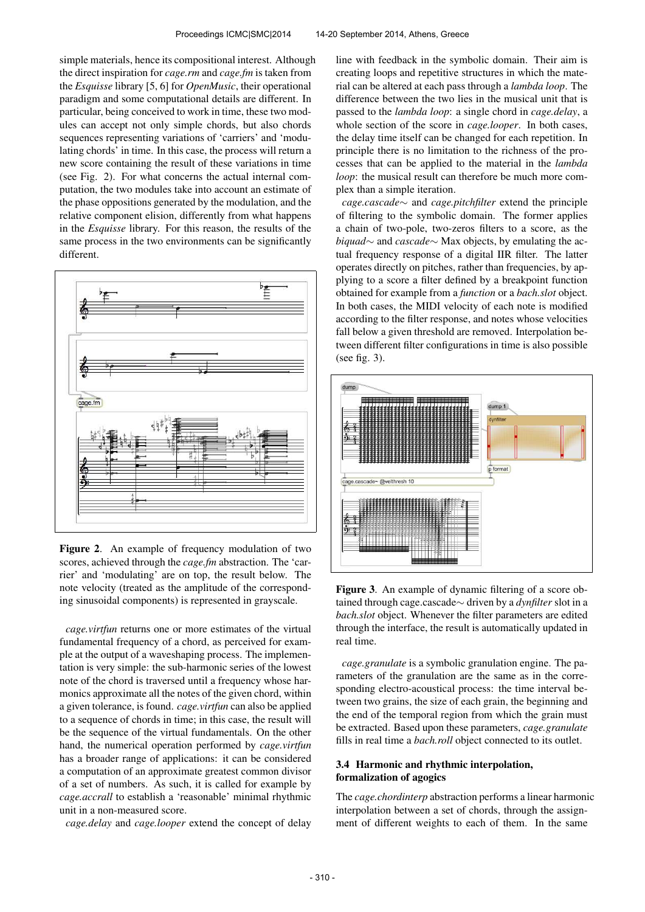simple materials, hence its compositional interest. Although the direct inspiration for *cage.rm* and *cage.fm* is taken from the *Esquisse* library [5, 6] for *OpenMusic*, their operational paradigm and some computational details are different. In particular, being conceived to work in time, these two modules can accept not only simple chords, but also chords sequences representing variations of 'carriers' and 'modulating chords' in time. In this case, the process will return a new score containing the result of these variations in time (see Fig. 2). For what concerns the actual internal computation, the two modules take into account an estimate of the phase oppositions generated by the modulation, and the relative component elision, differently from what happens in the *Esquisse* library. For this reason, the results of the same process in the two environments can be significantly different.

**Figure 2**. An example of frequency modulation of two scores, achieved through the *cage.fm* abstraction. The 'carrier' and 'modulating' are on top, the result below. The note velocity (treated as the amplitude of the corresponding sinusoidal components) is represented in grayscale.

*cage.virtfun* returns one or more estimates of the virtual fundamental frequency of a chord, as perceived for example at the output of a waveshaping process. The implementation is very simple: the sub-harmonic series of the lowest note of the chord is traversed until a frequency whose harmonics approximate all the notes of the given chord, within a given tolerance, is found. *cage.virtfun* can also be applied to a sequence of chords in time; in this case, the result will be the sequence of the virtual fundamentals. On the other hand, the numerical operation performed by *cage.virtfun* has a broader range of applications: it can be considered a computation of an approximate greatest common divisor of a set of numbers. As such, it is called for example by *cage.accrall* to establish a 'reasonable' minimal rhythmic unit in a non-measured score.

*cage.delay* and *cage.looper* extend the concept of delay line with feedback in the symbolic domain. Their aim is creating loops and repetitive structures in which the material can be altered at each pass through a *lambda loop*. The difference between the two lies in the musical unit that is passed to the *lambda loop*: a single chord in *cage.delay*, a whole section of the score in *cage.looper*. In both cases, the delay time itself can be changed for each repetition. In principle there is no limitation to the richness of the processes that can be applied to the material in the *lambda loop*: the musical result can therefore be much more complex than a simple iteration.

*cage.cascade∼* and *cage.pitchfilter* extend the principle of filtering to the symbolic domain. The former applies a chain of two-pole, two-zeros filters to a score, as the *biquad∼* and *cascade∼* Max objects, by emulating the actual frequency response of a digital IIR filter. The latter operates directly on pitches, rather than frequencies, by applying to a score a filter defined by a breakpoint function obtained for example from a *function* or a *bach.slot* object. In both cases, the MIDI velocity of each note is modified according to the filter response, and notes whose velocities fall below a given threshold are removed. Interpolation between different filter configurations in time is also possible (see fig. 3).

**Figure 3**. An example of dynamic filtering of a score obtained through cage.cascade∼ driven by a *dynfilter* slot in a *bach.slot* object. Whenever the filter parameters are edited through the interface, the result is automatically updated in real time.

*cage.granulate* is a symbolic granulation engine. The parameters of the granulation are the same as in the corresponding electro-acoustical process: the time interval between two grains, the size of each grain, the beginning and the end of the temporal region from which the grain must be extracted. Based upon these parameters, *cage.granulate* fills in real time a *bach.roll* object connected to its outlet.

### 3.4 Harmonic and rhythmic interpolation, formalization of agogics

The *cage.chordinterp* abstraction performs a linear harmonic interpolation between a set of chords, through the assignment of different weights to each of them. In the same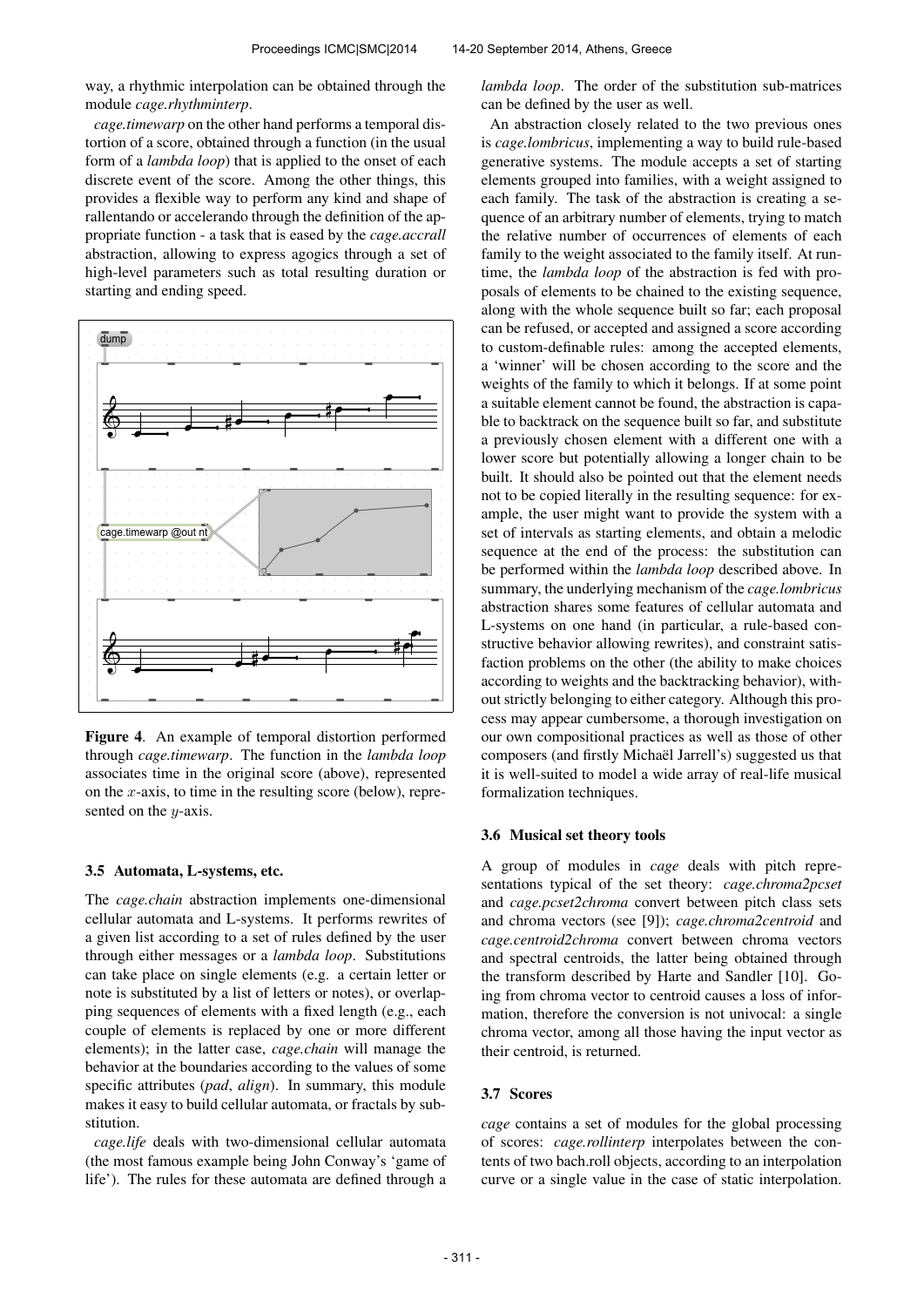way, a rhythmic interpolation can be obtained through the module *cage.rhythminterp*.

*cage.timewarp* on the other hand performs a temporal distortion of a score, obtained through a function (in the usual form of a *lambda loop*) that is applied to the onset of each discrete event of the score. Among the other things, this provides a flexible way to perform any kind and shape of rallentando or accelerando through the definition of the appropriate function - a task that is eased by the *cage.accrall* abstraction, allowing to express agogics through a set of high-level parameters such as total resulting duration or starting and ending speed.

**Figure 4**. An example of temporal distortion performed through *cage.timewarp*. The function in the *lambda loop* associates time in the original score (above), represented on the $x$-axis, to time in the resulting score (below), represented on the $y$-axis.

### 3.5 Automata, L-systems, etc.

The *cage.chain* abstraction implements one-dimensional cellular automata and L-systems. It performs rewrites of a given list according to a set of rules defined by the user through either messages or a *lambda loop*. Substitutions can take place on single elements (e.g. a certain letter or note is substituted by a list of letters or notes), or overlapping sequences of elements with a fixed length (e.g., each couple of elements is replaced by one or more different elements); in the latter case, *cage.chain* will manage the behavior at the boundaries according to the values of some specific attributes (*pad*, *align*). In summary, this module makes it easy to build cellular automata, or fractals by substitution.

*cage.life* deals with two-dimensional cellular automata (the most famous example being John Conway's 'game of life'). The rules for these automata are defined through a *lambda loop*. The order of the substitution sub-matrices can be defined by the user as well.

An abstraction closely related to the two previous ones is *cage.lombricus*, implementing a way to build rule-based generative systems. The module accepts a set of starting elements grouped into families, with a weight assigned to each family. The task of the abstraction is creating a sequence of an arbitrary number of elements, trying to match the relative number of occurrences of elements of each family to the weight associated to the family itself. At runtime, the *lambda loop* of the abstraction is fed with proposals of elements to be chained to the existing sequence, along with the whole sequence built so far; each proposal can be refused, or accepted and assigned a score according to custom-definable rules: among the accepted elements, a 'winner' will be chosen according to the score and the weights of the family to which it belongs. If at some point a suitable element cannot be found, the abstraction is capable to backtrack on the sequence built so far, and substitute a previously chosen element with a different one with a lower score but potentially allowing a longer chain to be built. It should also be pointed out that the element needs not to be copied literally in the resulting sequence: for example, the user might want to provide the system with a set of intervals as starting elements, and obtain a melodic sequence at the end of the process: the substitution can be performed within the *lambda loop* described above. In summary, the underlying mechanism of the *cage.lombricus* abstraction shares some features of cellular automata and L-systems on one hand (in particular, a rule-based constructive behavior allowing rewrites), and constraint satisfaction problems on the other (the ability to make choices according to weights and the backtracking behavior), without strictly belonging to either category. Although this process may appear cumbersome, a thorough investigation on our own compositional practices as well as those of other composers (and firstly Michaël Jarrell's) suggested us that it is well-suited to model a wide array of real-life musical formalization techniques.

### 3.6 Musical set theory tools

A group of modules in *cage* deals with pitch representations typical of the set theory: *cage.chroma2pcset* and *cage.pcset2chroma* convert between pitch class sets and chroma vectors (see [9]); *cage.chroma2centroid* and *cage.centroid2chroma* convert between chroma vectors and spectral centroids, the latter being obtained through the transform described by Harte and Sandler [10]. Going from chroma vector to centroid causes a loss of information, therefore the conversion is not univocal: a single chroma vector, among all those having the input vector as their centroid, is returned.

### 3.7 Scores

*cage* contains a set of modules for the global processing of scores: *cage.rollinterp* interpolates between the contents of two bach.roll objects, according to an interpolation curve or a single value in the case of static interpolation.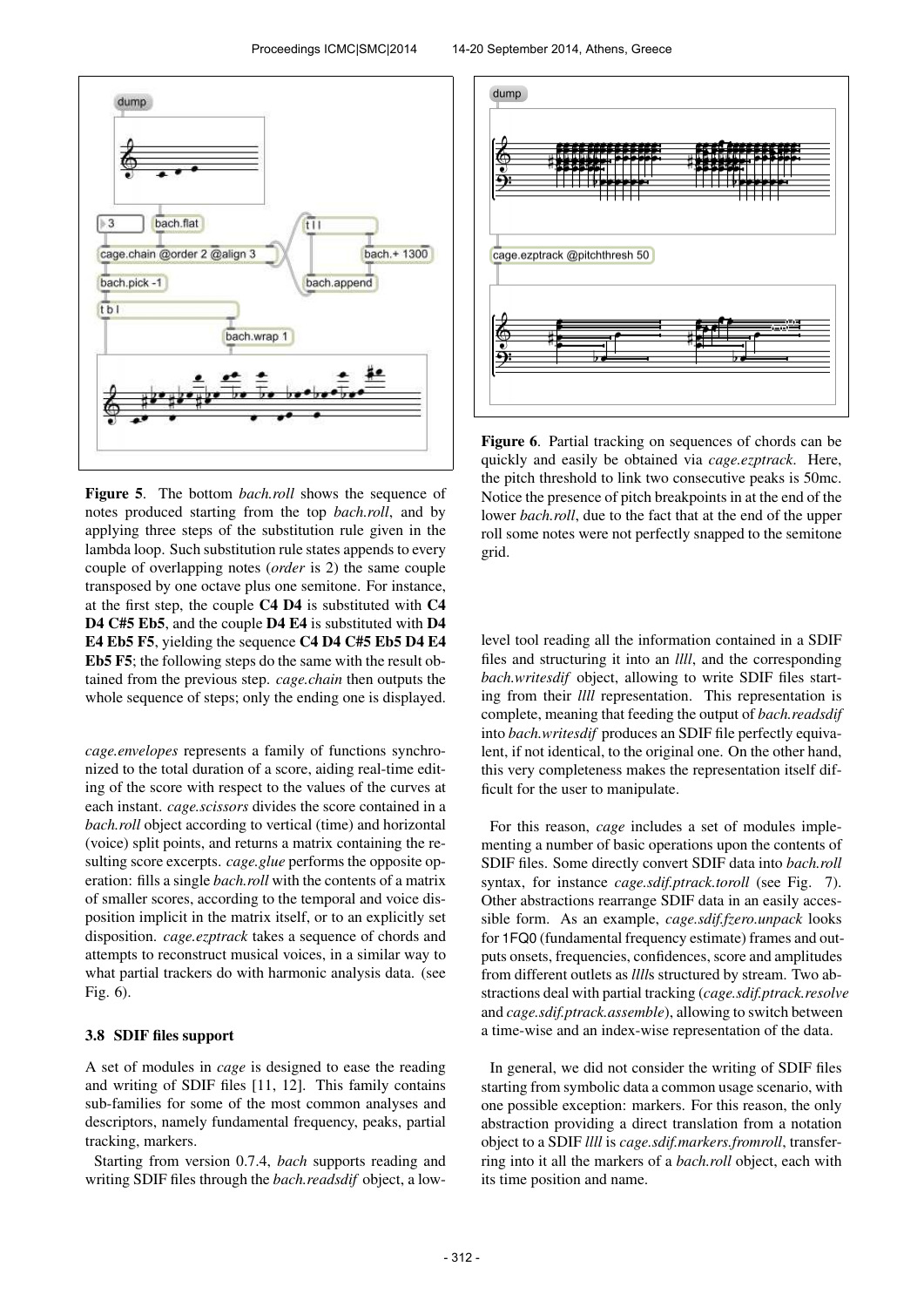**Figure 5**. The bottom *bach.roll* shows the sequence of notes produced starting from the top *bach.roll*, and by applying three steps of the substitution rule given in the lambda loop. Such substitution rule states appends to every couple of overlapping notes (*order* is 2) the same couple transposed by one octave plus one semitone. For instance, at the first step, the couple **C4 D4** is substituted with **C4 D4 C#5 Eb5**, and the couple **D4 E4** is substituted with **D4 E4 Eb5 F5**, yielding the sequence **C4 D4 C#5 Eb5 D4 E4 Eb5 F5**; the following steps do the same with the result obtained from the previous step. *cage.chain* then outputs the whole sequence of steps; only the ending one is displayed.

*cage.envelopes* represents a family of functions synchronized to the total duration of a score, aiding real-time editing of the score with respect to the values of the curves at each instant. *cage.scissors* divides the score contained in a *bach.roll* object according to vertical (time) and horizontal (voice) split points, and returns a matrix containing the resulting score excerpts. *cage.glue* performs the opposite operation: fills a single *bach.roll* with the contents of a matrix of smaller scores, according to the temporal and voice disposition implicit in the matrix itself, or to an explicitly set disposition. *cage.ezptrack* takes a sequence of chords and attempts to reconstruct musical voices, in a similar way to what partial trackers do with harmonic analysis data. (see Fig. 6).

### 3.8 SDIF files support

A set of modules in *cage* is designed to ease the reading and writing of SDIF files [11, 12]. This family contains sub-families for some of the most common analyses and descriptors, namely fundamental frequency, peaks, partial tracking, markers.

Starting from version 0.7.4, *bach* supports reading and writing SDIF files through the *bach.readsdif* object, a low-level tool reading all the information contained in a SDIF files and structuring it into an *llll*, and the corresponding *bach.writesdif* object, allowing to write SDIF files starting from their *llll* representation. This representation is complete, meaning that feeding the output of *bach.readsdif* into *bach.writesdif* produces an SDIF file perfectly equivalent, if not identical, to the original one. On the other hand, this very completeness makes the representation itself difficult for the user to manipulate.

**Figure 6**. Partial tracking on sequences of chords can be quickly and easily be obtained via *cage.ezptrack*. Here, the pitch threshold to link two consecutive peaks is 50mc. Notice the presence of pitch breakpoints in at the end of the lower *bach.roll*, due to the fact that at the end of the upper roll some notes were not perfectly snapped to the semitone grid.

For this reason, *cage* includes a set of modules implementing a number of basic operations upon the contents of SDIF files. Some directly convert SDIF data into *bach.roll* syntax, for instance *cage.sdif.ptrack.toroll* (see Fig. 7). Other abstractions rearrange SDIF data in an easily accessible form. As an example, *cage.sdif.fzero.unpack* looks for 1FQ0 (fundamental frequency estimate) frames and outputs onsets, frequencies, confidences, score and amplitudes from different outlets as *llll*s structured by stream. Two abstractions deal with partial tracking (*cage.sdif.ptrack.resolve* and *cage.sdif.ptrack.assemble*), allowing to switch between a time-wise and an index-wise representation of the data.

In general, we did not consider the writing of SDIF files starting from symbolic data a common usage scenario, with one possible exception: markers. For this reason, the only abstraction providing a direct translation from a notation object to a SDIF *llll* is *cage.sdif.markers.fromroll*, transferring into it all the markers of a *bach.roll* object, each with its time position and name.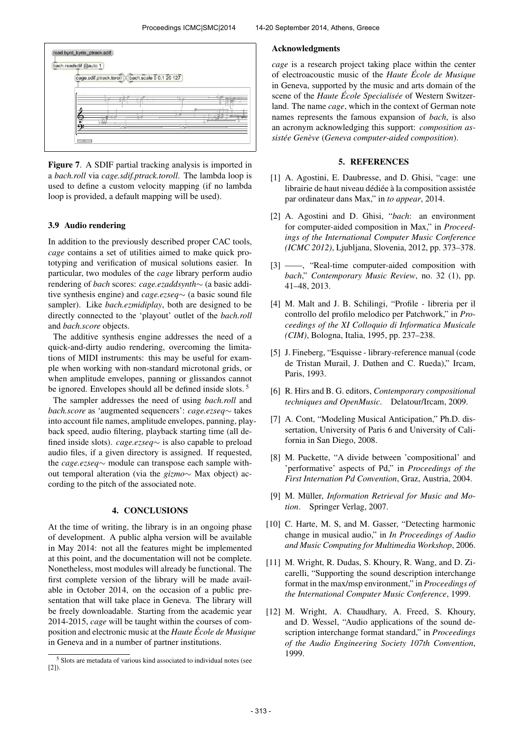Figure 7. A SDIF partial tracking analysis is imported in a *bach.roll* via *cage.sdif.ptrack.toroll*. The lambda loop is used to define a custom velocity mapping (if no lambda loop is provided, a default mapping will be used).

### 3.9 Audio rendering

In addition to the previously described proper CAC tools, *cage* contains a set of utilities aimed to make quick prototyping and verification of musical solutions easier. In particular, two modules of the *cage* library perform audio rendering of *bach* scores: *cage.ezaddsynth∼* (a basic additive synthesis engine) and *cage.ezseq∼* (a basic sound file sampler). Like *bach.ezmidiplay*, both are designed to be directly connected to the 'playout' outlet of the *bach.roll* and *bach.score* objects.

The additive synthesis engine addresses the need of a quick-and-dirty audio rendering, overcoming the limitations of MIDI instruments: this may be useful for example when working with non-standard microtonal grids, or when amplitude envelopes, panning or glissandos cannot be ignored. Envelopes should all be defined inside slots. [5]

The sampler addresses the need of using *bach.roll* and *bach.score* as 'augmented sequencers': *cage.ezseq∼* takes into account file names, amplitude envelopes, panning, playback speed, audio filtering, playback starting time (all defined inside slots). *cage.ezseq∼* is also capable to preload audio files, if a given directory is assigned. If requested, the *cage.ezseq∼* module can transpose each sample without temporal alteration (via the *gizmo∼* Max object) according to the pitch of the associated note.

## 4. CONCLUSIONS

At the time of writing, the library is in an ongoing phase of development. A public alpha version will be available in May 2014: not all the features might be implemented at this point, and the documentation will not be complete. Nonetheless, most modules will already be functional. The first complete version of the library will be made available in October 2014, on the occasion of a public presentation that will take place in Geneva. The library will be freely downloadable. Starting from the academic year 2014-2015, *cage* will be taught within the courses of composition and electronic music at the *Haute École de Musique* in Geneva and in a number of partner institutions.

[5] Slots are metadata of various kind associated to individual notes (see [2]).

### Acknowledgments

*cage* is a research project taking place within the center of electroacoustic music of the *Haute École de Musique* in Geneva, supported by the music and arts domain of the scene of the *Haute École Specialisée* of Western Switzerland. The name *cage*, which in the context of German note names represents the famous expansion of *bach*, is also an acronym acknowledging this support: *composition assistée Genève* (*Geneva computer-aided composition*).

## 5. REFERENCES

[1] A. Agostini, E. Daubresse, and D. Ghisi, "cage: une librairie de haut niveau dédiée à la composition assistée par ordinateur dans Max," in *to appear*, 2014.

[2] A. Agostini and D. Ghisi, "*bach*: an environment for computer-aided composition in Max," in *Proceedings of the International Computer Music Conference (ICMC 2012)*, Ljubljana, Slovenia, 2012, pp. 373–378.

[3] ——, "Real-time computer-aided composition with *bach*," *Contemporary Music Review*, no. 32 (1), pp. 41–48, 2013.

[4] M. Malt and J. B. Schilingi, "Profile - libreria per il controllo del profilo melodico per Patchwork," in *Proceedings of the XI Colloquio di Informatica Musicale (CIM)*, Bologna, Italia, 1995, pp. 237–238.

[5] J. Fineberg, "Esquisse - library-reference manual (code de Tristan Murail, J. Duthen and C. Rueda)," Ircam, Paris, 1993.

[6] R. Hirs and B. G. editors, *Contemporary compositional techniques and OpenMusic*. Delatour/Ircam, 2009.

[7] A. Cont, "Modeling Musical Anticipation," Ph.D. dissertation, University of Paris 6 and University of California in San Diego, 2008.

[8] M. Puckette, "A divide between 'compositional' and 'performative' aspects of Pd," in *Proceedings of the First Internation Pd Convention*, Graz, Austria, 2004.

[9] M. Müller, *Information Retrieval for Music and Motion*. Springer Verlag, 2007.

[10] C. Harte, M. S, and M. Gasser, "Detecting harmonic change in musical audio," in *In Proceedings of Audio and Music Computing for Multimedia Workshop*, 2006.

[11] M. Wright, R. Dudas, S. Khoury, R. Wang, and D. Zicarelli, "Supporting the sound description interchange format in the max/msp environment," in *Proceedings of the International Computer Music Conference*, 1999.

[12] M. Wright, A. Chaudhary, A. Freed, S. Khoury, and D. Wessel, "Audio applications of the sound description interchange format standard," in *Proceedings of the Audio Engineering Society 107th Convention*, 1999.